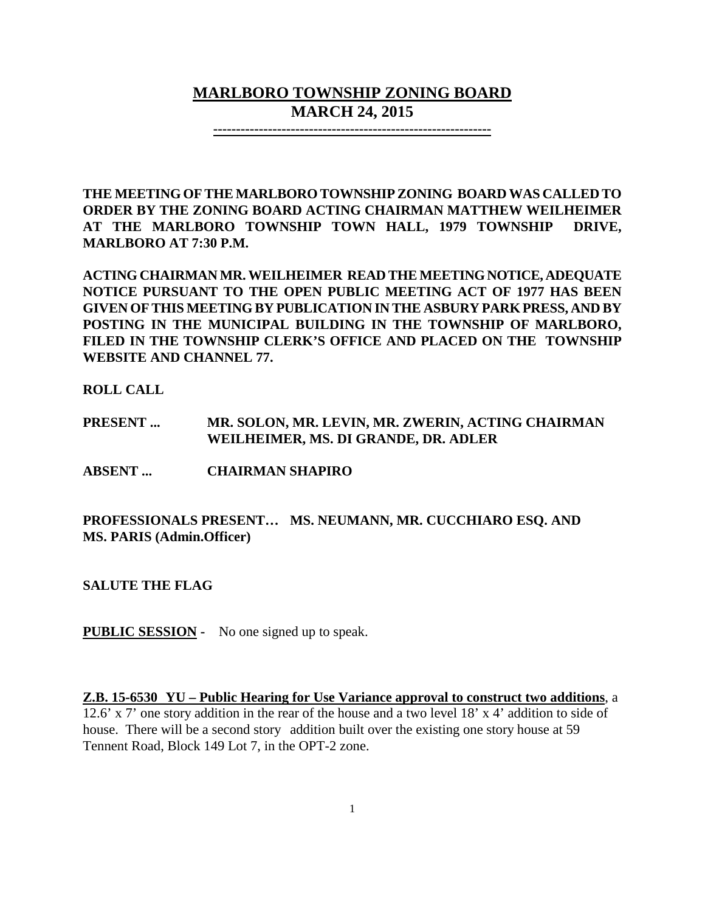# MARLBORO TOWNSHIP ZONING BOARD
## MARCH 24, 2015

**THE MEETING OF THE MARLBORO TOWNSHIP ZONING BOARD WAS CALLED TO ORDER BY THE ZONING BOARD ACTING CHAIRMAN MATTHEW WEILHEIMER AT THE MARLBORO TOWNSHIP TOWN HALL, 1979 TOWNSHIP DRIVE, MARLBORO AT 7:30 P.M.**

**ACTING CHAIRMAN MR. WEILHEIMER READ THE MEETING NOTICE, ADEQUATE NOTICE PURSUANT TO THE OPEN PUBLIC MEETING ACT OF 1977 HAS BEEN GIVEN OF THIS MEETING BY PUBLICATION IN THE ASBURY PARK PRESS, AND BY POSTING IN THE MUNICIPAL BUILDING IN THE TOWNSHIP OF MARLBORO, FILED IN THE TOWNSHIP CLERK'S OFFICE AND PLACED ON THE TOWNSHIP WEBSITE AND CHANNEL 77.**

**ROLL CALL**

**PRESENT ...** **MR. SOLON, MR. LEVIN, MR. ZWERIN, ACTING CHAIRMAN WEILHEIMER, MS. DI GRANDE, DR. ADLER**

**ABSENT ...** **CHAIRMAN SHAPIRO**

**PROFESSIONALS PRESENT… MS. NEUMANN, MR. CUCCHIARO ESQ. AND MS. PARIS (Admin.Officer)**

**SALUTE THE FLAG**

**PUBLIC SESSION -** No one signed up to speak.

**Z.B. 15-6530 YU – Public Hearing for Use Variance approval to construct two additions**, a 12.6' x 7' one story addition in the rear of the house and a two level 18' x 4' addition to side of house. There will be a second story addition built over the existing one story house at 59 Tennent Road, Block 149 Lot 7, in the OPT-2 zone.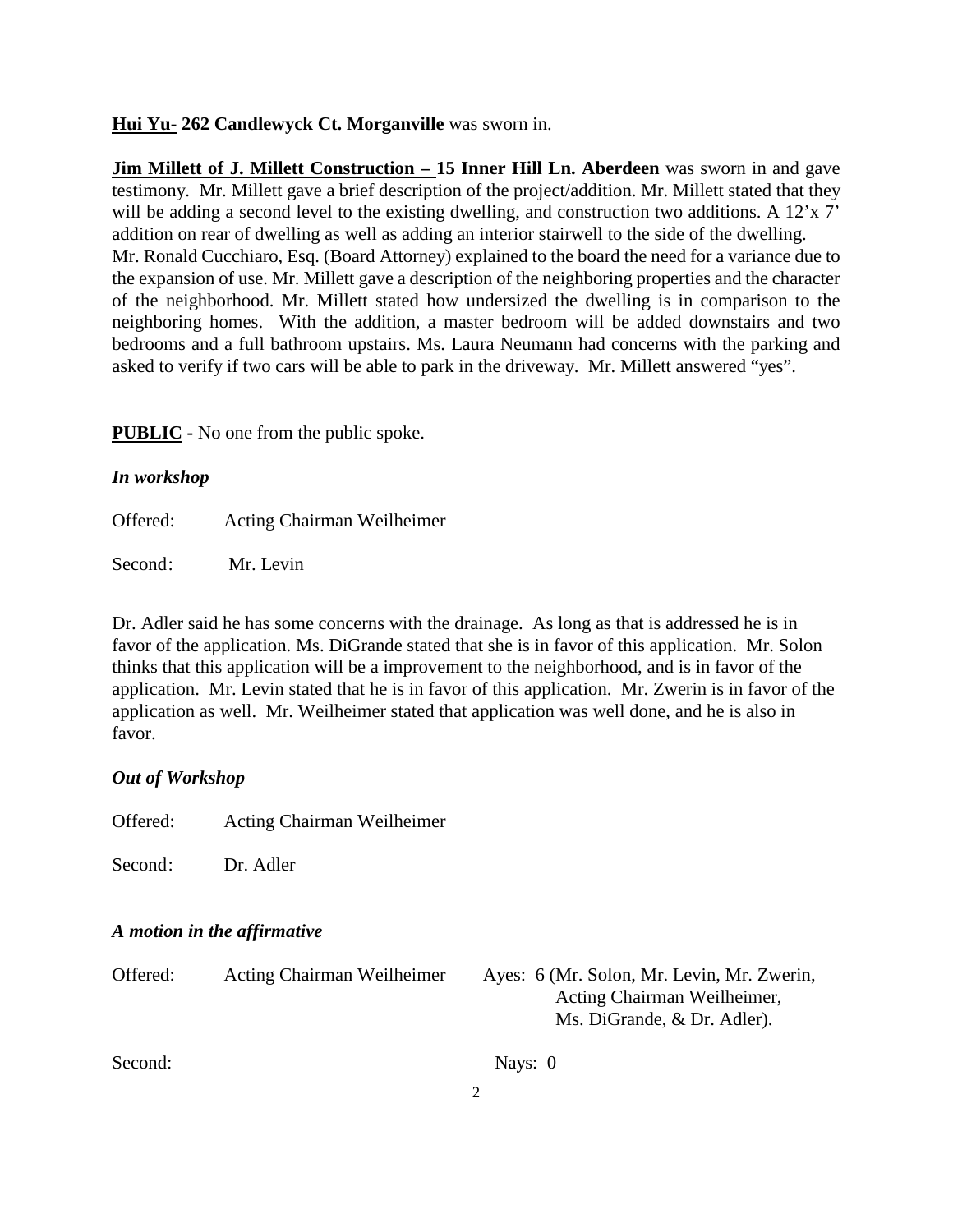**Hui Yu- 262 Candlewyck Ct. Morganville** was sworn in.

**Jim Millett of J. Millett Construction – 15 Inner Hill Ln. Aberdeen** was sworn in and gave testimony. Mr. Millett gave a brief description of the project/addition. Mr. Millett stated that they will be adding a second level to the existing dwelling, and construction two additions. A 12'x 7' addition on rear of dwelling as well as adding an interior stairwell to the side of the dwelling. Mr. Ronald Cucchiaro, Esq. (Board Attorney) explained to the board the need for a variance due to the expansion of use. Mr. Millett gave a description of the neighboring properties and the character of the neighborhood. Mr. Millett stated how undersized the dwelling is in comparison to the neighboring homes. With the addition, a master bedroom will be added downstairs and two bedrooms and a full bathroom upstairs. Ms. Laura Neumann had concerns with the parking and asked to verify if two cars will be able to park in the driveway. Mr. Millett answered "yes".

**PUBLIC -** No one from the public spoke.

***In workshop***

Offered: Acting Chairman Weilheimer

Second: Mr. Levin

Dr. Adler said he has some concerns with the drainage. As long as that is addressed he is in favor of the application. Ms. DiGrande stated that she is in favor of this application. Mr. Solon thinks that this application will be a improvement to the neighborhood, and is in favor of the application. Mr. Levin stated that he is in favor of this application. Mr. Zwerin is in favor of the application as well. Mr. Weilheimer stated that application was well done, and he is also in favor.

***Out of Workshop***

Offered: Acting Chairman Weilheimer

Second: Dr. Adler

***A motion in the affirmative***

Offered: Acting Chairman Weilheimer

Ayes: 6 (Mr. Solon, Mr. Levin, Mr. Zwerin, Acting Chairman Weilheimer, Ms. DiGrande, & Dr. Adler).

Second:

Nays: 0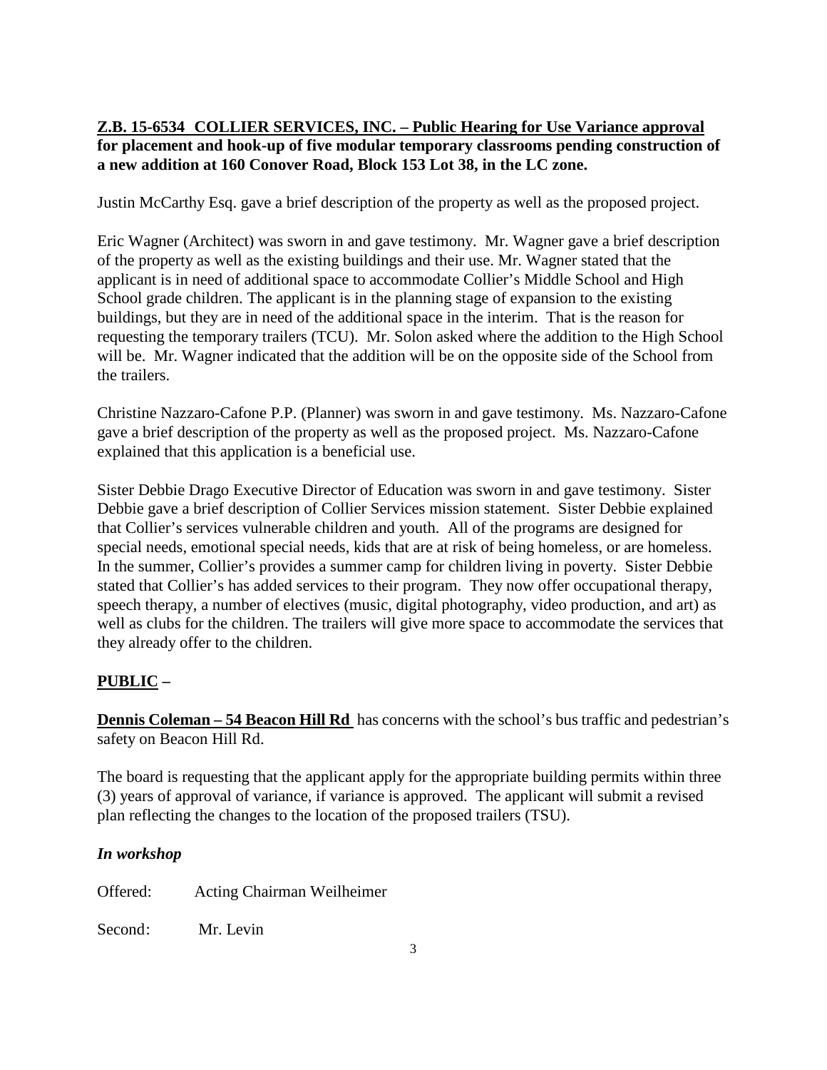**Z.B. 15-6534 COLLIER SERVICES, INC. – Public Hearing for Use Variance approval** **for placement and hook-up of five modular temporary classrooms pending construction of a new addition at 160 Conover Road, Block 153 Lot 38, in the LC zone.**

Justin McCarthy Esq. gave a brief description of the property as well as the proposed project.

Eric Wagner (Architect) was sworn in and gave testimony. Mr. Wagner gave a brief description of the property as well as the existing buildings and their use. Mr. Wagner stated that the applicant is in need of additional space to accommodate Collier's Middle School and High School grade children. The applicant is in the planning stage of expansion to the existing buildings, but they are in need of the additional space in the interim. That is the reason for requesting the temporary trailers (TCU). Mr. Solon asked where the addition to the High School will be. Mr. Wagner indicated that the addition will be on the opposite side of the School from the trailers.

Christine Nazzaro-Cafone P.P. (Planner) was sworn in and gave testimony. Ms. Nazzaro-Cafone gave a brief description of the property as well as the proposed project. Ms. Nazzaro-Cafone explained that this application is a beneficial use.

Sister Debbie Drago Executive Director of Education was sworn in and gave testimony. Sister Debbie gave a brief description of Collier Services mission statement. Sister Debbie explained that Collier's services vulnerable children and youth. All of the programs are designed for special needs, emotional special needs, kids that are at risk of being homeless, or are homeless. In the summer, Collier's provides a summer camp for children living in poverty. Sister Debbie stated that Collier's has added services to their program. They now offer occupational therapy, speech therapy, a number of electives (music, digital photography, video production, and art) as well as clubs for the children. The trailers will give more space to accommodate the services that they already offer to the children.

**PUBLIC –**

**Dennis Coleman – 54 Beacon Hill Rd** has concerns with the school's bus traffic and pedestrian's safety on Beacon Hill Rd.

The board is requesting that the applicant apply for the appropriate building permits within three (3) years of approval of variance, if variance is approved. The applicant will submit a revised plan reflecting the changes to the location of the proposed trailers (TSU).

***In workshop***

Offered: Acting Chairman Weilheimer

Second: Mr. Levin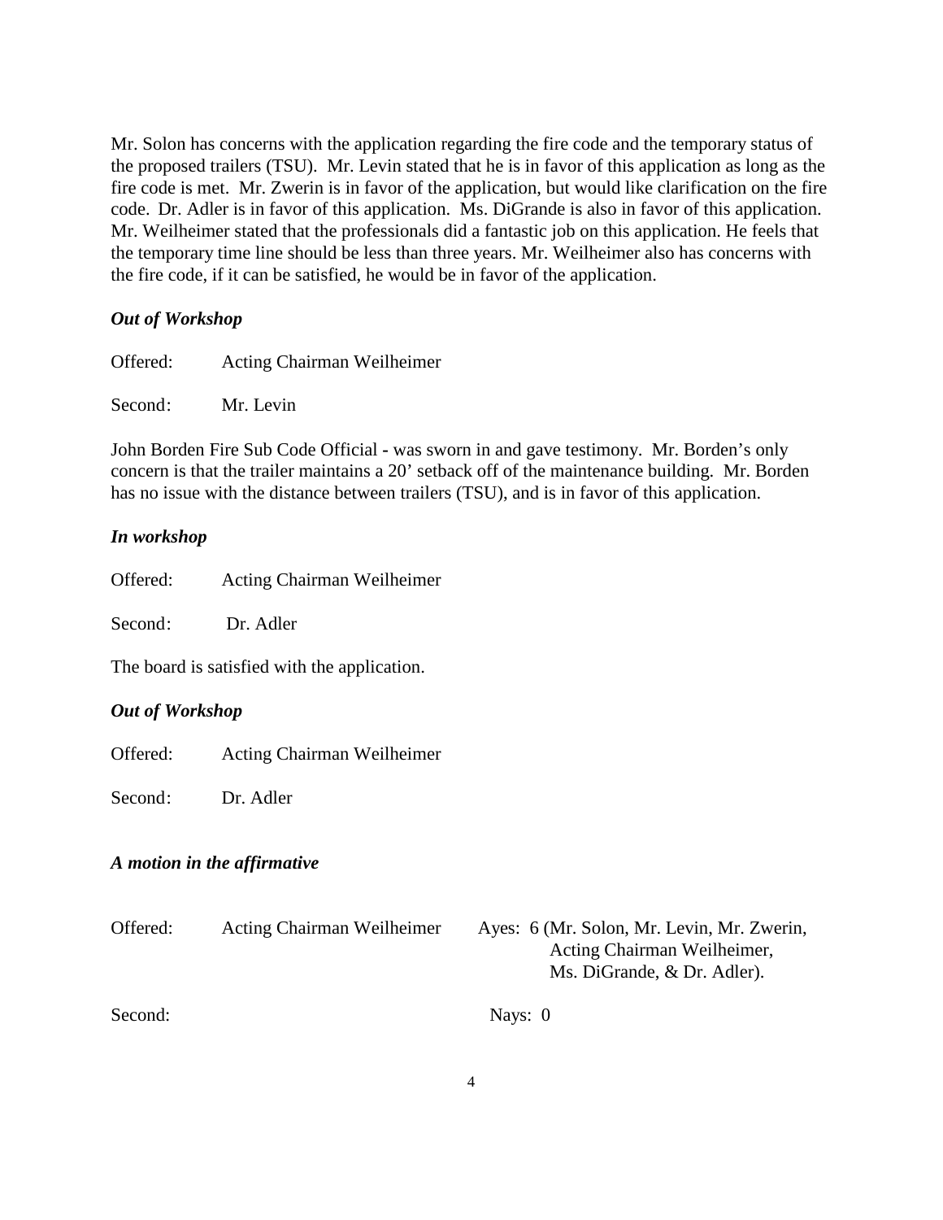Mr. Solon has concerns with the application regarding the fire code and the temporary status of the proposed trailers (TSU). Mr. Levin stated that he is in favor of this application as long as the fire code is met. Mr. Zwerin is in favor of the application, but would like clarification on the fire code. Dr. Adler is in favor of this application. Ms. DiGrande is also in favor of this application. Mr. Weilheimer stated that the professionals did a fantastic job on this application. He feels that the temporary time line should be less than three years. Mr. Weilheimer also has concerns with the fire code, if it can be satisfied, he would be in favor of the application.

***Out of Workshop***

Offered: Acting Chairman Weilheimer

Second: Mr. Levin

John Borden Fire Sub Code Official - was sworn in and gave testimony. Mr. Borden's only concern is that the trailer maintains a 20' setback off of the maintenance building. Mr. Borden has no issue with the distance between trailers (TSU), and is in favor of this application.

***In workshop***

Offered: Acting Chairman Weilheimer

Second: Dr. Adler

The board is satisfied with the application.

***Out of Workshop***

Offered: Acting Chairman Weilheimer

Second: Dr. Adler

***A motion in the affirmative***

Offered: Acting Chairman Weilheimer Ayes: 6 (Mr. Solon, Mr. Levin, Mr. Zwerin, Acting Chairman Weilheimer, Ms. DiGrande, & Dr. Adler).

Second: Nays: 0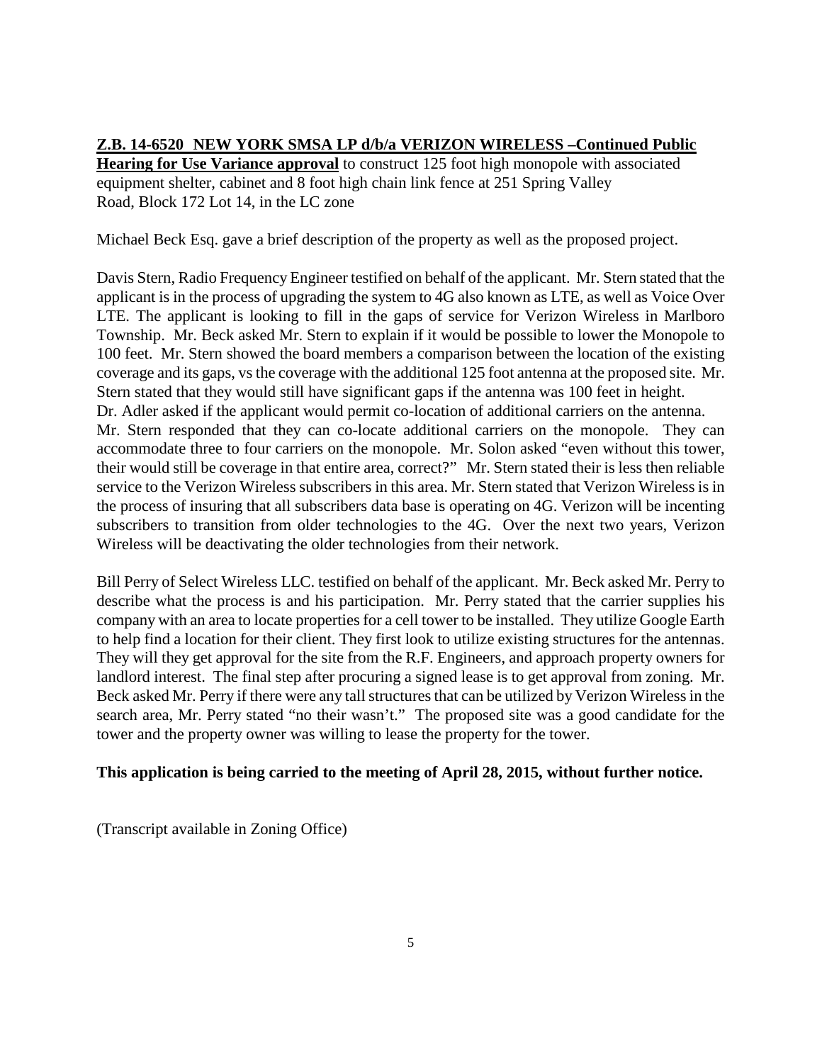**<u>Z.B. 14-6520 NEW YORK SMSA LP d/b/a VERIZON WIRELESS –Continued Public Hearing for Use Variance approval</u>** to construct 125 foot high monopole with associated equipment shelter, cabinet and 8 foot high chain link fence at 251 Spring Valley Road, Block 172 Lot 14, in the LC zone

Michael Beck Esq. gave a brief description of the property as well as the proposed project.

Davis Stern, Radio Frequency Engineer testified on behalf of the applicant. Mr. Stern stated that the applicant is in the process of upgrading the system to 4G also known as LTE, as well as Voice Over LTE. The applicant is looking to fill in the gaps of service for Verizon Wireless in Marlboro Township. Mr. Beck asked Mr. Stern to explain if it would be possible to lower the Monopole to 100 feet. Mr. Stern showed the board members a comparison between the location of the existing coverage and its gaps, vs the coverage with the additional 125 foot antenna at the proposed site. Mr. Stern stated that they would still have significant gaps if the antenna was 100 feet in height. Dr. Adler asked if the applicant would permit co-location of additional carriers on the antenna. Mr. Stern responded that they can co-locate additional carriers on the monopole. They can accommodate three to four carriers on the monopole. Mr. Solon asked "even without this tower, their would still be coverage in that entire area, correct?" Mr. Stern stated their is less then reliable service to the Verizon Wireless subscribers in this area. Mr. Stern stated that Verizon Wireless is in the process of insuring that all subscribers data base is operating on 4G. Verizon will be incenting subscribers to transition from older technologies to the 4G. Over the next two years, Verizon Wireless will be deactivating the older technologies from their network.

Bill Perry of Select Wireless LLC. testified on behalf of the applicant. Mr. Beck asked Mr. Perry to describe what the process is and his participation. Mr. Perry stated that the carrier supplies his company with an area to locate properties for a cell tower to be installed. They utilize Google Earth to help find a location for their client. They first look to utilize existing structures for the antennas. They will they get approval for the site from the R.F. Engineers, and approach property owners for landlord interest. The final step after procuring a signed lease is to get approval from zoning. Mr. Beck asked Mr. Perry if there were any tall structures that can be utilized by Verizon Wireless in the search area, Mr. Perry stated "no their wasn't." The proposed site was a good candidate for the tower and the property owner was willing to lease the property for the tower.

**This application is being carried to the meeting of April 28, 2015, without further notice.**

(Transcript available in Zoning Office)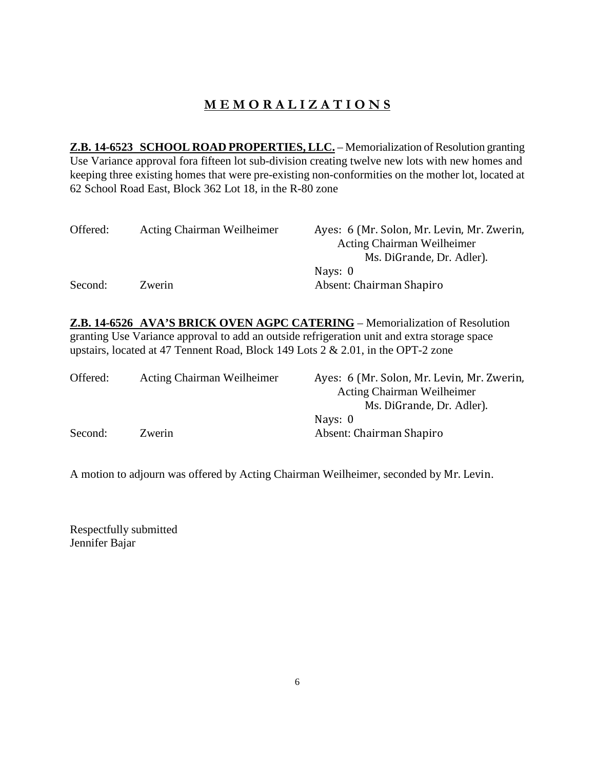## M E M O R A L I Z A T I O N S

**Z.B. 14-6523 SCHOOL ROAD PROPERTIES, LLC.** – Memorialization of Resolution granting Use Variance approval fora fifteen lot sub-division creating twelve new lots with new homes and keeping three existing homes that were pre-existing non-conformities on the mother lot, located at 62 School Road East, Block 362 Lot 18, in the R-80 zone

| | | |
|---|---|---|
| Offered: | Acting Chairman Weilheimer | Ayes: 6 (Mr. Solon, Mr. Levin, Mr. Zwerin, Acting Chairman Weilheimer Ms. DiGrande, Dr. Adler). |
| | | Nays: 0 |
| Second: | Zwerin | Absent: Chairman Shapiro |

**Z.B. 14-6526 AVA'S BRICK OVEN AGPC CATERING** – Memorialization of Resolution granting Use Variance approval to add an outside refrigeration unit and extra storage space upstairs, located at 47 Tennent Road, Block 149 Lots 2 & 2.01, in the OPT-2 zone

| | | |
|---|---|---|
| Offered: | Acting Chairman Weilheimer | Ayes: 6 (Mr. Solon, Mr. Levin, Mr. Zwerin, Acting Chairman Weilheimer Ms. DiGrande, Dr. Adler). |
| | | Nays: 0 |
| Second: | Zwerin | Absent: Chairman Shapiro |

A motion to adjourn was offered by Acting Chairman Weilheimer, seconded by Mr. Levin.

Respectfully submitted
Jennifer Bajar